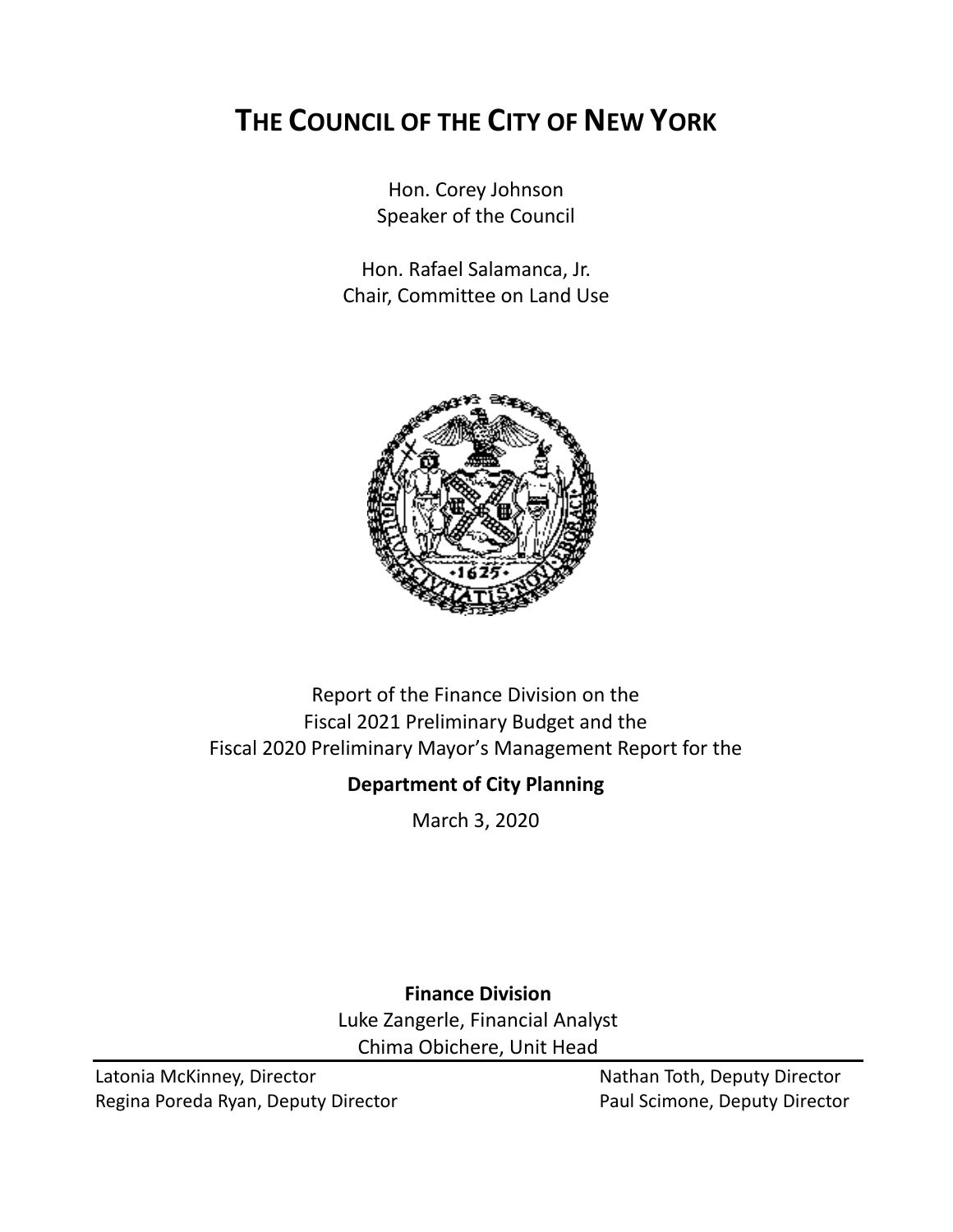# THE COUNCIL OF THE CITY OF NEW YORK

Hon. Corey Johnson
Speaker of the Council

Hon. Rafael Salamanca, Jr.
Chair, Committee on Land Use

Report of the Finance Division on the
Fiscal 2021 Preliminary Budget and the
Fiscal 2020 Preliminary Mayor's Management Report for the

**Department of City Planning**

March 3, 2020

**Finance Division**

Luke Zangerle, Financial Analyst
Chima Obichere, Unit Head

Latonia McKinney, Director
Regina Poreda Ryan, Deputy Director
Nathan Toth, Deputy Director
Paul Scimone, Deputy Director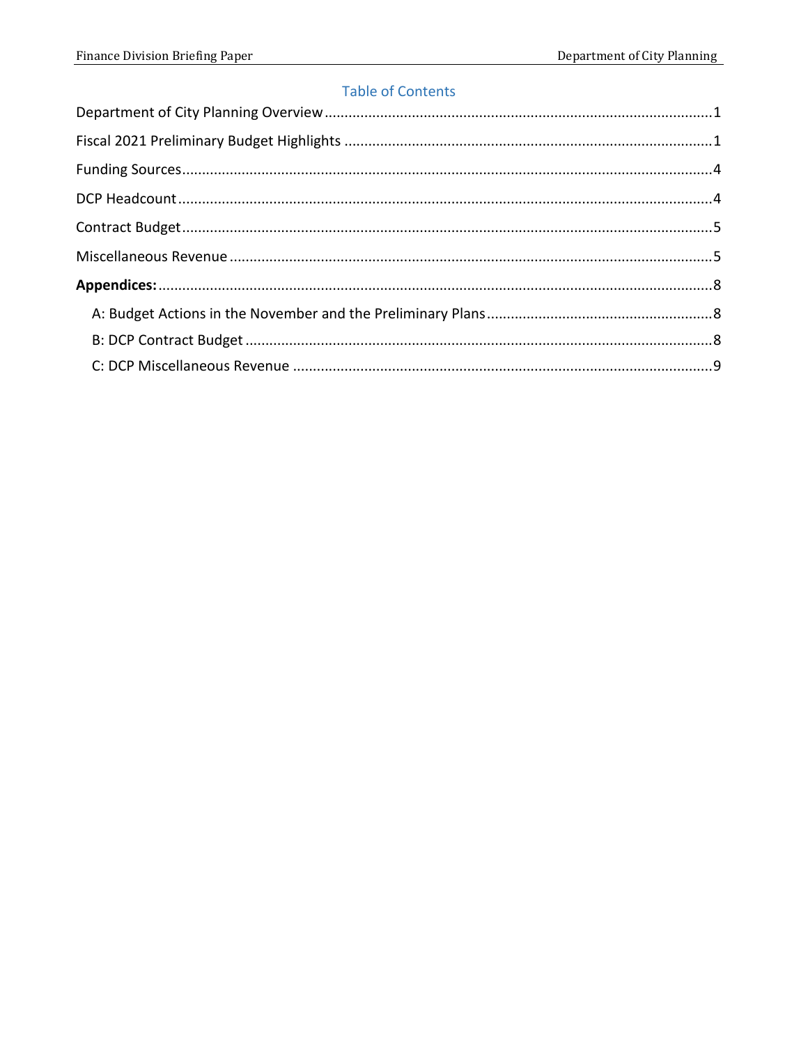## Table of Contents

Department of City Planning Overview ..... 1

Fiscal 2021 Preliminary Budget Highlights ..... 1

Funding Sources ..... 4

DCP Headcount ..... 4

Contract Budget ..... 5

Miscellaneous Revenue ..... 5

**Appendices:** ..... 8

- A: Budget Actions in the November and the Preliminary Plans ..... 8
- B: DCP Contract Budget ..... 8
- C: DCP Miscellaneous Revenue ..... 9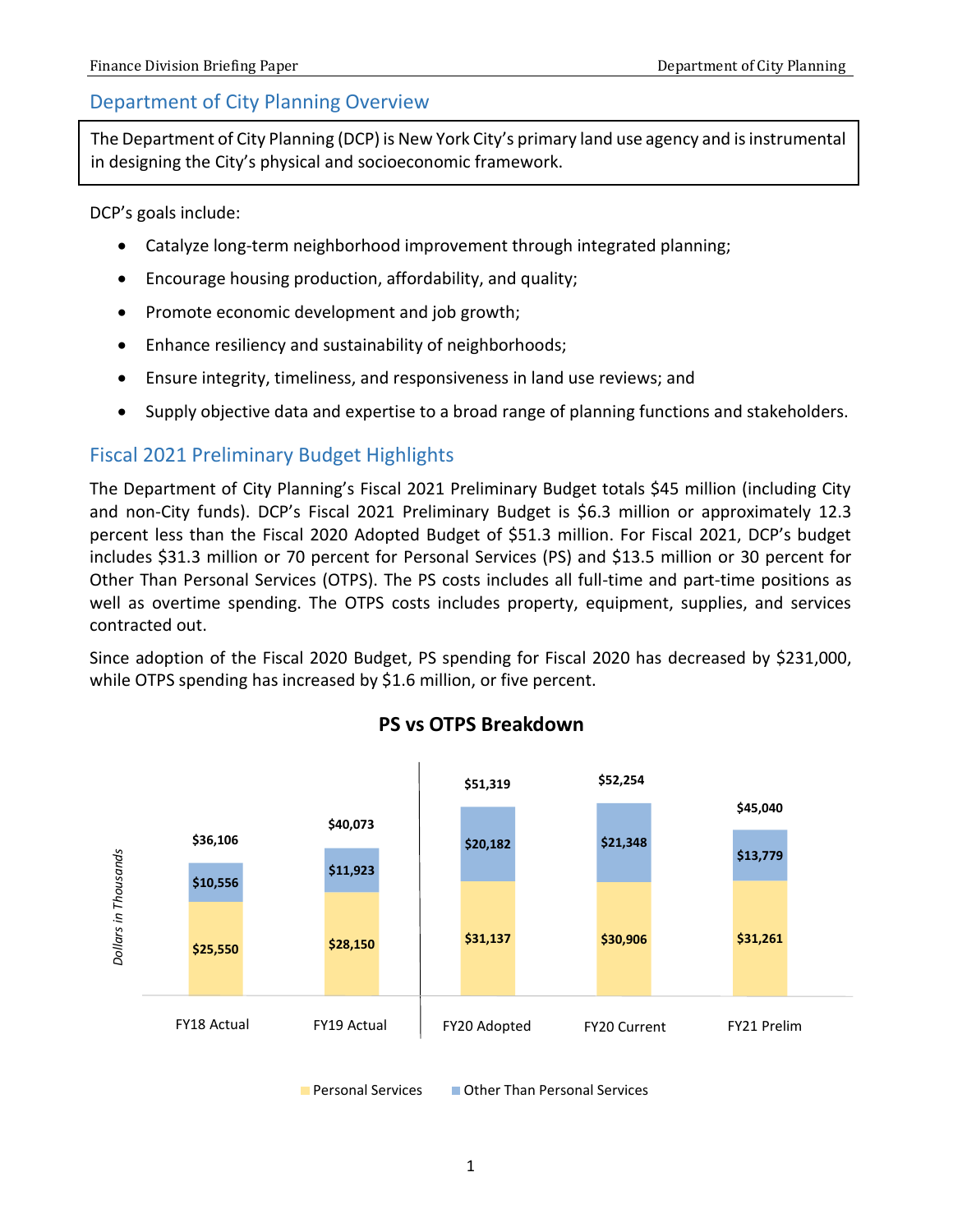## Department of City Planning Overview

The Department of City Planning (DCP) is New York City's primary land use agency and is instrumental in designing the City's physical and socioeconomic framework.

DCP's goals include:

- Catalyze long-term neighborhood improvement through integrated planning;
- Encourage housing production, affordability, and quality;
- Promote economic development and job growth;
- Enhance resiliency and sustainability of neighborhoods;
- Ensure integrity, timeliness, and responsiveness in land use reviews; and
- Supply objective data and expertise to a broad range of planning functions and stakeholders.

## Fiscal 2021 Preliminary Budget Highlights

The Department of City Planning's Fiscal 2021 Preliminary Budget totals $45 million (including City and non-City funds). DCP's Fiscal 2021 Preliminary Budget is $6.3 million or approximately 12.3 percent less than the Fiscal 2020 Adopted Budget of $51.3 million. For Fiscal 2021, DCP's budget includes $31.3 million or 70 percent for Personal Services (PS) and $13.5 million or 30 percent for Other Than Personal Services (OTPS). The PS costs includes all full-time and part-time positions as well as overtime spending. The OTPS costs includes property, equipment, supplies, and services contracted out.

Since adoption of the Fiscal 2020 Budget, PS spending for Fiscal 2020 has decreased by $231,000, while OTPS spending has increased by $1.6 million, or five percent.

**PS vs OTPS Breakdown**

*Dollars in Thousands*

| | FY18 Actual | FY19 Actual | FY20 Adopted | FY20 Current | FY21 Prelim |
|---|---|---|---|---|---|
| Personal Services | $25,550 | $28,150 | $31,137 | $30,906 | $31,261 |
| Other Than Personal Services | $10,556 | $11,923 | $20,182 | $21,348 | $13,779 |
| Total | $36,106 | $40,073 | $51,319 | $52,254 | $45,040 |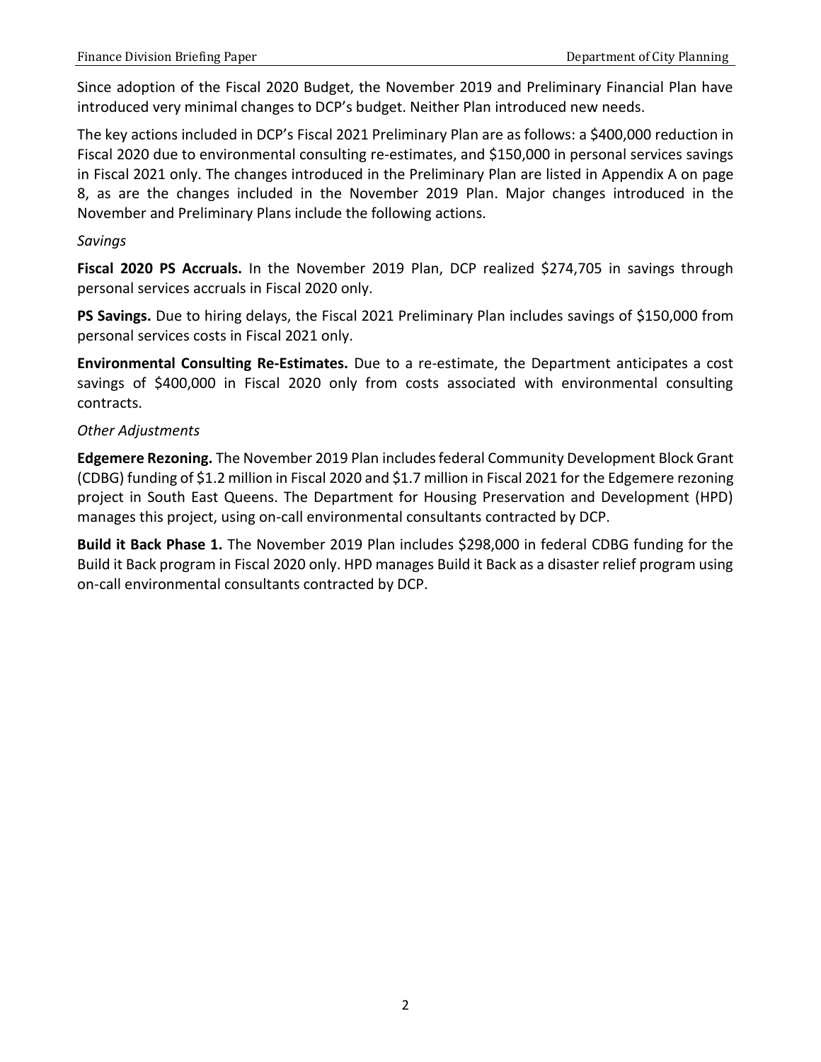Since adoption of the Fiscal 2020 Budget, the November 2019 and Preliminary Financial Plan have introduced very minimal changes to DCP's budget. Neither Plan introduced new needs.

The key actions included in DCP's Fiscal 2021 Preliminary Plan are as follows: a $400,000 reduction in Fiscal 2020 due to environmental consulting re-estimates, and $150,000 in personal services savings in Fiscal 2021 only. The changes introduced in the Preliminary Plan are listed in Appendix A on page 8, as are the changes included in the November 2019 Plan. Major changes introduced in the November and Preliminary Plans include the following actions.

*Savings*

**Fiscal 2020 PS Accruals.** In the November 2019 Plan, DCP realized $274,705 in savings through personal services accruals in Fiscal 2020 only.

**PS Savings.** Due to hiring delays, the Fiscal 2021 Preliminary Plan includes savings of $150,000 from personal services costs in Fiscal 2021 only.

**Environmental Consulting Re-Estimates.** Due to a re-estimate, the Department anticipates a cost savings of $400,000 in Fiscal 2020 only from costs associated with environmental consulting contracts.

*Other Adjustments*

**Edgemere Rezoning.** The November 2019 Plan includes federal Community Development Block Grant (CDBG) funding of $1.2 million in Fiscal 2020 and $1.7 million in Fiscal 2021 for the Edgemere rezoning project in South East Queens. The Department for Housing Preservation and Development (HPD) manages this project, using on-call environmental consultants contracted by DCP.

**Build it Back Phase 1.** The November 2019 Plan includes $298,000 in federal CDBG funding for the Build it Back program in Fiscal 2020 only. HPD manages Build it Back as a disaster relief program using on-call environmental consultants contracted by DCP.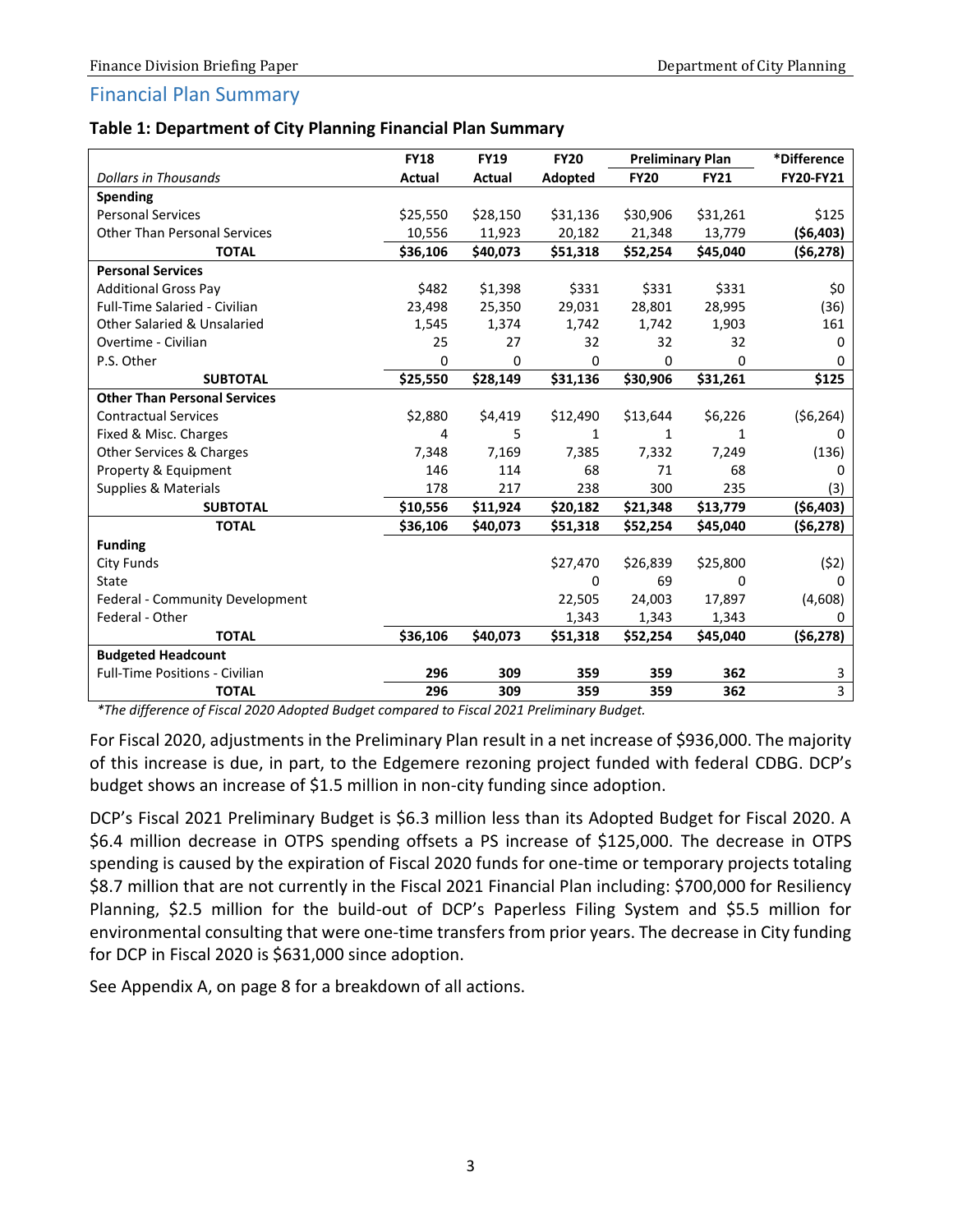## Financial Plan Summary

### Table 1: Department of City Planning Financial Plan Summary

| | FY18 | FY19 | FY20 | Preliminary Plan | | *Difference |
|---|---|---|---|---|---|---|
| *Dollars in Thousands* | Actual | Actual | Adopted | FY20 | FY21 | FY20-FY21 |
| **Spending** | | | | | | |
| Personal Services | $25,550 | $28,150 | $31,136 | $30,906 | $31,261 | $125 |
| Other Than Personal Services | 10,556 | 11,923 | 20,182 | 21,348 | 13,779 | **($6,403)** |
| **TOTAL** | **$36,106** | **$40,073** | **$51,318** | **$52,254** | **$45,040** | **($6,278)** |
| **Personal Services** | | | | | | |
| Additional Gross Pay | $482 | $1,398 | $331 | $331 | $331 | $0 |
| Full-Time Salaried - Civilian | 23,498 | 25,350 | 29,031 | 28,801 | 28,995 | (36) |
| Other Salaried & Unsalaried | 1,545 | 1,374 | 1,742 | 1,742 | 1,903 | 161 |
| Overtime - Civilian | 25 | 27 | 32 | 32 | 32 | 0 |
| P.S. Other | 0 | 0 | 0 | 0 | 0 | 0 |
| **SUBTOTAL** | **$25,550** | **$28,149** | **$31,136** | **$30,906** | **$31,261** | **$125** |
| **Other Than Personal Services** | | | | | | |
| Contractual Services | $2,880 | $4,419 | $12,490 | $13,644 | $6,226 | ($6,264) |
| Fixed & Misc. Charges | 4 | 5 | 1 | 1 | 1 | 0 |
| Other Services & Charges | 7,348 | 7,169 | 7,385 | 7,332 | 7,249 | (136) |
| Property & Equipment | 146 | 114 | 68 | 71 | 68 | 0 |
| Supplies & Materials | 178 | 217 | 238 | 300 | 235 | (3) |
| **SUBTOTAL** | **$10,556** | **$11,924** | **$20,182** | **$21,348** | **$13,779** | **($6,403)** |
| **TOTAL** | **$36,106** | **$40,073** | **$51,318** | **$52,254** | **$45,040** | **($6,278)** |
| **Funding** | | | | | | |
| City Funds | | | $27,470 | $26,839 | $25,800 | ($2) |
| State | | | 0 | 69 | 0 | 0 |
| Federal - Community Development | | | 22,505 | 24,003 | 17,897 | (4,608) |
| Federal - Other | | | 1,343 | 1,343 | 1,343 | 0 |
| **TOTAL** | **$36,106** | **$40,073** | **$51,318** | **$52,254** | **$45,040** | **($6,278)** |
| **Budgeted Headcount** | | | | | | |
| Full-Time Positions - Civilian | **296** | **309** | **359** | **359** | **362** | 3 |
| **TOTAL** | **296** | **309** | **359** | **359** | **362** | 3 |

*\*The difference of Fiscal 2020 Adopted Budget compared to Fiscal 2021 Preliminary Budget.*

For Fiscal 2020, adjustments in the Preliminary Plan result in a net increase of $936,000. The majority of this increase is due, in part, to the Edgemere rezoning project funded with federal CDBG. DCP's budget shows an increase of $1.5 million in non-city funding since adoption.

DCP's Fiscal 2021 Preliminary Budget is $6.3 million less than its Adopted Budget for Fiscal 2020. A $6.4 million decrease in OTPS spending offsets a PS increase of $125,000. The decrease in OTPS spending is caused by the expiration of Fiscal 2020 funds for one-time or temporary projects totaling $8.7 million that are not currently in the Fiscal 2021 Financial Plan including: $700,000 for Resiliency Planning, $2.5 million for the build-out of DCP's Paperless Filing System and $5.5 million for environmental consulting that were one-time transfers from prior years. The decrease in City funding for DCP in Fiscal 2020 is $631,000 since adoption.

See Appendix A, on page 8 for a breakdown of all actions.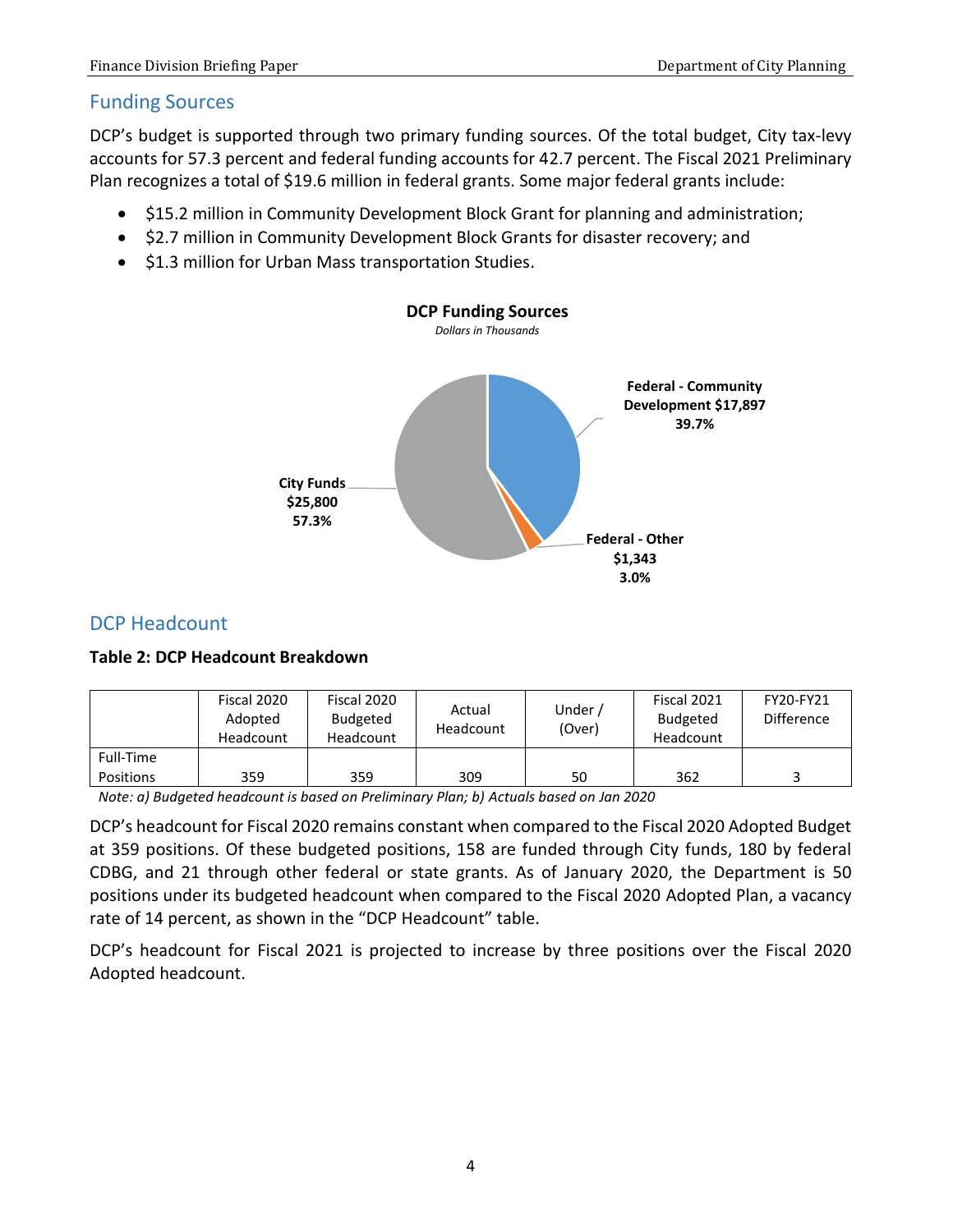## Funding Sources

DCP's budget is supported through two primary funding sources. Of the total budget, City tax-levy accounts for 57.3 percent and federal funding accounts for 42.7 percent. The Fiscal 2021 Preliminary Plan recognizes a total of $19.6 million in federal grants. Some major federal grants include:

- $15.2 million in Community Development Block Grant for planning and administration;
- $2.7 million in Community Development Block Grants for disaster recovery; and
- $1.3 million for Urban Mass transportation Studies.

**DCP Funding Sources**

*Dollars in Thousands*

| Source | Amount | Percent |
|---|---|---|
| Federal - Community Development | $17,897 | 39.7% |
| Federal - Other | $1,343 | 3.0% |
| City Funds | $25,800 | 57.3% |

## DCP Headcount

**Table 2: DCP Headcount Breakdown**

| | Fiscal 2020 Adopted Headcount | Fiscal 2020 Budgeted Headcount | Actual Headcount | Under / (Over) | Fiscal 2021 Budgeted Headcount | FY20-FY21 Difference |
|---|---|---|---|---|---|---|
| Full-Time Positions | 359 | 359 | 309 | 50 | 362 | 3 |

*Note: a) Budgeted headcount is based on Preliminary Plan; b) Actuals based on Jan 2020*

DCP's headcount for Fiscal 2020 remains constant when compared to the Fiscal 2020 Adopted Budget at 359 positions. Of these budgeted positions, 158 are funded through City funds, 180 by federal CDBG, and 21 through other federal or state grants. As of January 2020, the Department is 50 positions under its budgeted headcount when compared to the Fiscal 2020 Adopted Plan, a vacancy rate of 14 percent, as shown in the "DCP Headcount" table.

DCP's headcount for Fiscal 2021 is projected to increase by three positions over the Fiscal 2020 Adopted headcount.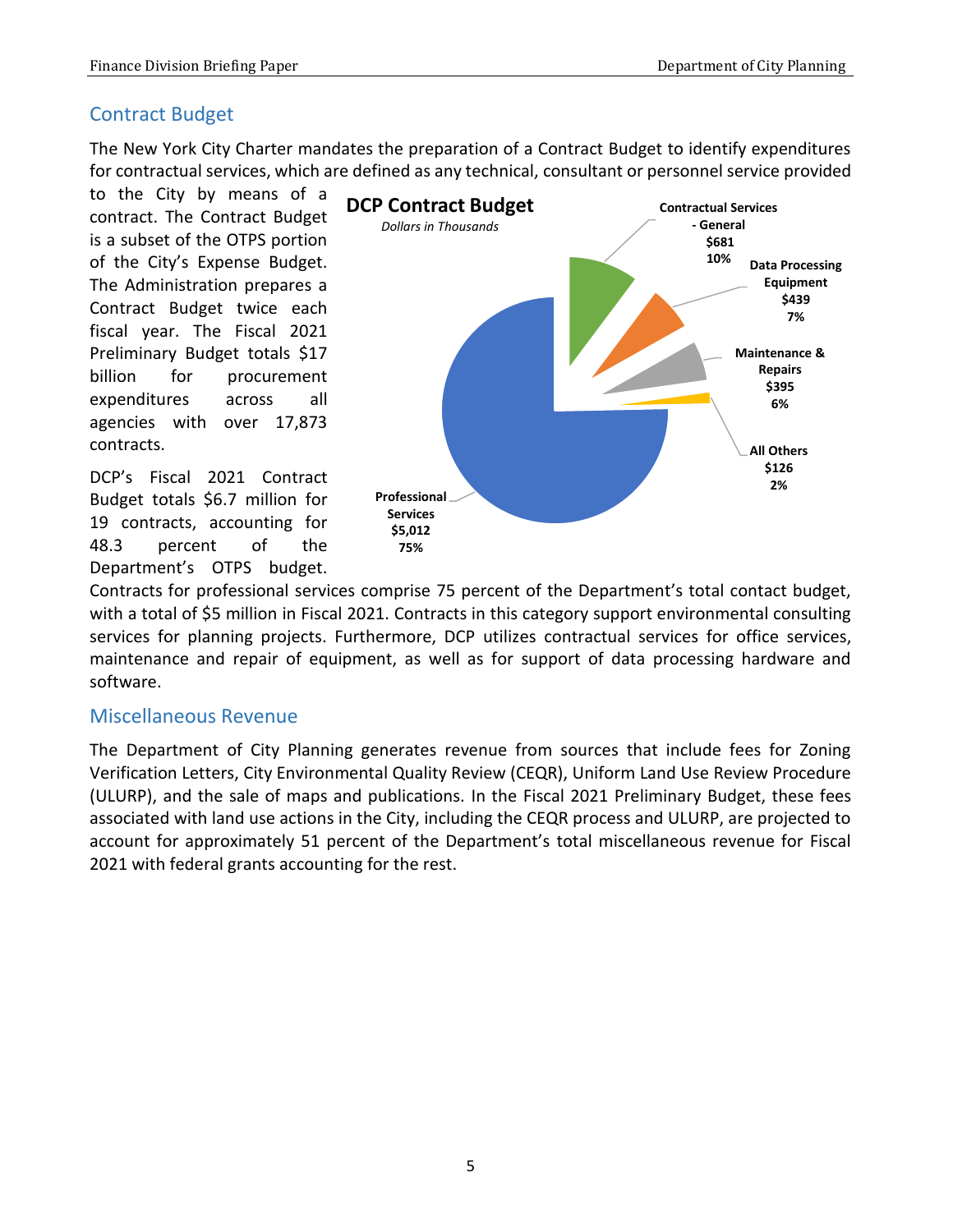## Contract Budget

The New York City Charter mandates the preparation of a Contract Budget to identify expenditures for contractual services, which are defined as any technical, consultant or personnel service provided to the City by means of a contract. The Contract Budget is a subset of the OTPS portion of the City's Expense Budget. The Administration prepares a Contract Budget twice each fiscal year. The Fiscal 2021 Preliminary Budget totals $17 billion for procurement expenditures across all agencies with over 17,873 contracts.

**DCP Contract Budget**
*Dollars in Thousands*

| Category | Amount | Percent |
|---|---|---|
| Professional Services | $5,012 | 75% |
| Contractual Services - General | $681 | 10% |
| Data Processing Equipment | $439 | 7% |
| Maintenance & Repairs | $395 | 6% |
| All Others | $126 | 2% |

DCP's Fiscal 2021 Contract Budget totals $6.7 million for 19 contracts, accounting for 48.3 percent of the Department's OTPS budget. Contracts for professional services comprise 75 percent of the Department's total contact budget, with a total of $5 million in Fiscal 2021. Contracts in this category support environmental consulting services for planning projects. Furthermore, DCP utilizes contractual services for office services, maintenance and repair of equipment, as well as for support of data processing hardware and software.

## Miscellaneous Revenue

The Department of City Planning generates revenue from sources that include fees for Zoning Verification Letters, City Environmental Quality Review (CEQR), Uniform Land Use Review Procedure (ULURP), and the sale of maps and publications. In the Fiscal 2021 Preliminary Budget, these fees associated with land use actions in the City, including the CEQR process and ULURP, are projected to account for approximately 51 percent of the Department's total miscellaneous revenue for Fiscal 2021 with federal grants accounting for the rest.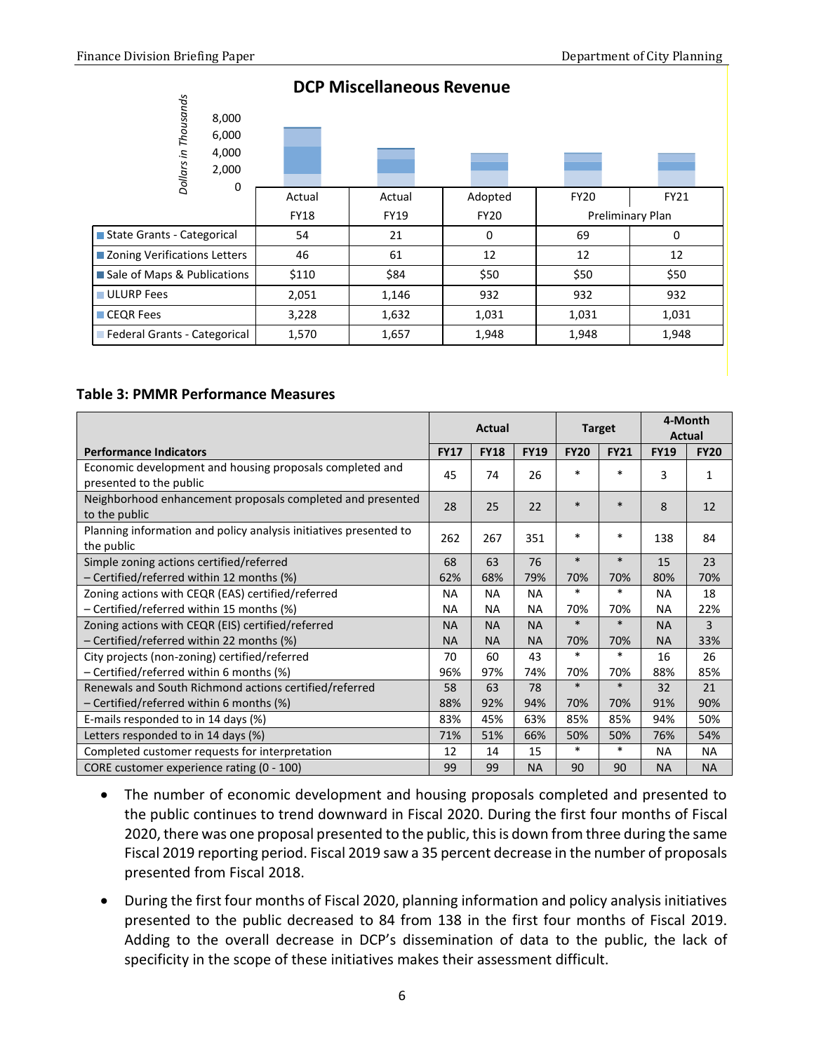**DCP Miscellaneous Revenue**

*Dollars in Thousands*

| | Actual FY18 | Actual FY19 | Adopted FY20 | FY20 Preliminary Plan | FY21 Preliminary Plan |
|---|---|---|---|---|---|
| State Grants - Categorical | 54 | 21 | 0 | 69 | 0 |
| Zoning Verifications Letters | 46 | 61 | 12 | 12 | 12 |
| Sale of Maps & Publications | $110 | $84 | $50 | $50 | $50 |
| ULURP Fees | 2,051 | 1,146 | 932 | 932 | 932 |
| CEQR Fees | 3,228 | 1,632 | 1,031 | 1,031 | 1,031 |
| Federal Grants - Categorical | 1,570 | 1,657 | 1,948 | 1,948 | 1,948 |

**Table 3: PMMR Performance Measures**

| Performance Indicators | Actual | | | Target | | 4-Month Actual | |
|---|---|---|---|---|---|---|---|
| | FY17 | FY18 | FY19 | FY20 | FY21 | FY19 | FY20 |
| Economic development and housing proposals completed and presented to the public | 45 | 74 | 26 | * | * | 3 | 1 |
| Neighborhood enhancement proposals completed and presented to the public | 28 | 25 | 22 | * | * | 8 | 12 |
| Planning information and policy analysis initiatives presented to the public | 262 | 267 | 351 | * | * | 138 | 84 |
| Simple zoning actions certified/referred | 68 | 63 | 76 | * | * | 15 | 23 |
| – Certified/referred within 12 months (%) | 62% | 68% | 79% | 70% | 70% | 80% | 70% |
| Zoning actions with CEQR (EAS) certified/referred | NA | NA | NA | * | * | NA | 18 |
| – Certified/referred within 15 months (%) | NA | NA | NA | 70% | 70% | NA | 22% |
| Zoning actions with CEQR (EIS) certified/referred | NA | NA | NA | * | * | NA | 3 |
| – Certified/referred within 22 months (%) | NA | NA | NA | 70% | 70% | NA | 33% |
| City projects (non-zoning) certified/referred | 70 | 60 | 43 | * | * | 16 | 26 |
| – Certified/referred within 6 months (%) | 96% | 97% | 74% | 70% | 70% | 88% | 85% |
| Renewals and South Richmond actions certified/referred | 58 | 63 | 78 | * | * | 32 | 21 |
| – Certified/referred within 6 months (%) | 88% | 92% | 94% | 70% | 70% | 91% | 90% |
| E-mails responded to in 14 days (%) | 83% | 45% | 63% | 85% | 85% | 94% | 50% |
| Letters responded to in 14 days (%) | 71% | 51% | 66% | 50% | 50% | 76% | 54% |
| Completed customer requests for interpretation | 12 | 14 | 15 | * | * | NA | NA |
| CORE customer experience rating (0 - 100) | 99 | 99 | NA | 90 | 90 | NA | NA |

- The number of economic development and housing proposals completed and presented to the public continues to trend downward in Fiscal 2020. During the first four months of Fiscal 2020, there was one proposal presented to the public, this is down from three during the same Fiscal 2019 reporting period. Fiscal 2019 saw a 35 percent decrease in the number of proposals presented from Fiscal 2018.
- During the first four months of Fiscal 2020, planning information and policy analysis initiatives presented to the public decreased to 84 from 138 in the first four months of Fiscal 2019. Adding to the overall decrease in DCP's dissemination of data to the public, the lack of specificity in the scope of these initiatives makes their assessment difficult.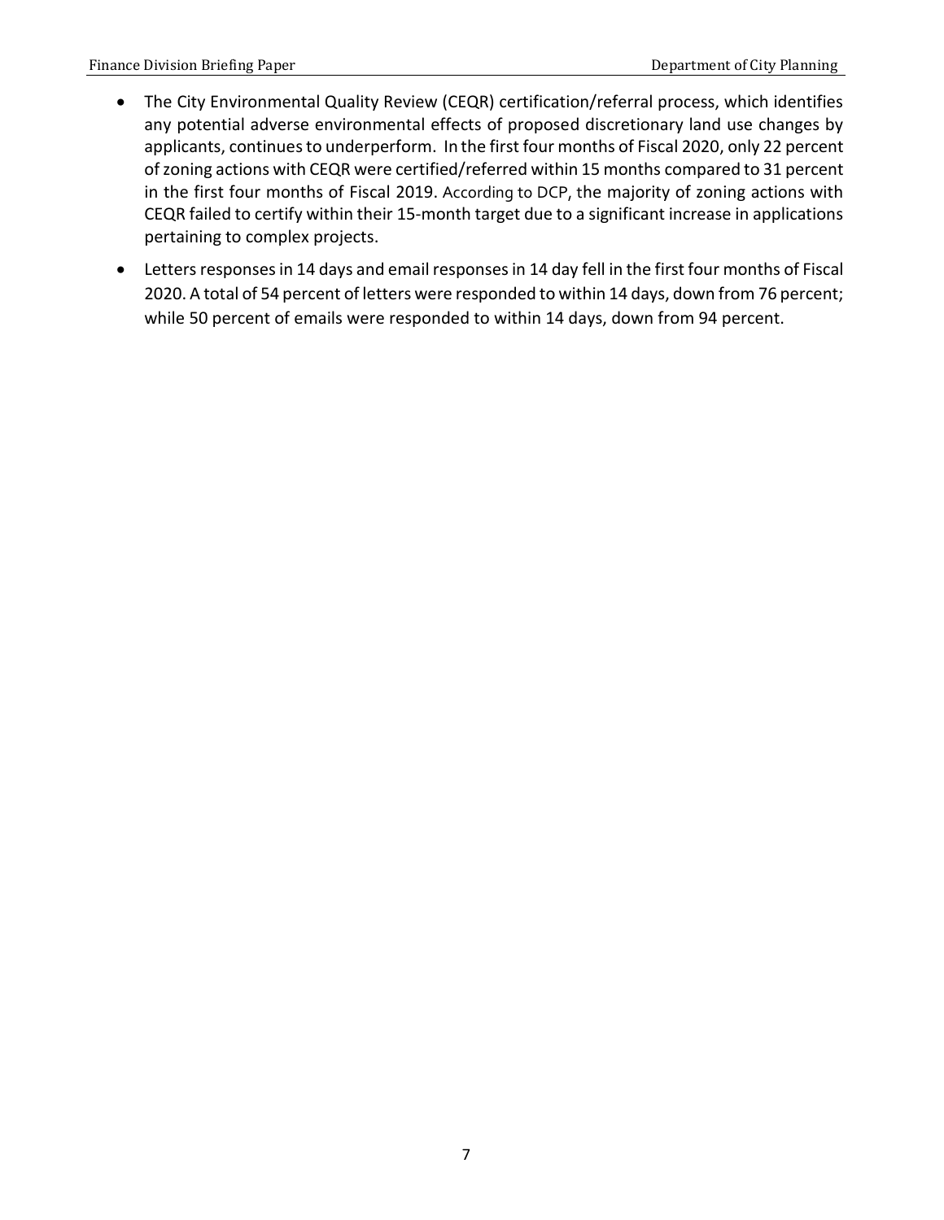- The City Environmental Quality Review (CEQR) certification/referral process, which identifies any potential adverse environmental effects of proposed discretionary land use changes by applicants, continues to underperform. In the first four months of Fiscal 2020, only 22 percent of zoning actions with CEQR were certified/referred within 15 months compared to 31 percent in the first four months of Fiscal 2019. According to DCP, the majority of zoning actions with CEQR failed to certify within their 15-month target due to a significant increase in applications pertaining to complex projects.
- Letters responses in 14 days and email responses in 14 day fell in the first four months of Fiscal 2020. A total of 54 percent of letters were responded to within 14 days, down from 76 percent; while 50 percent of emails were responded to within 14 days, down from 94 percent.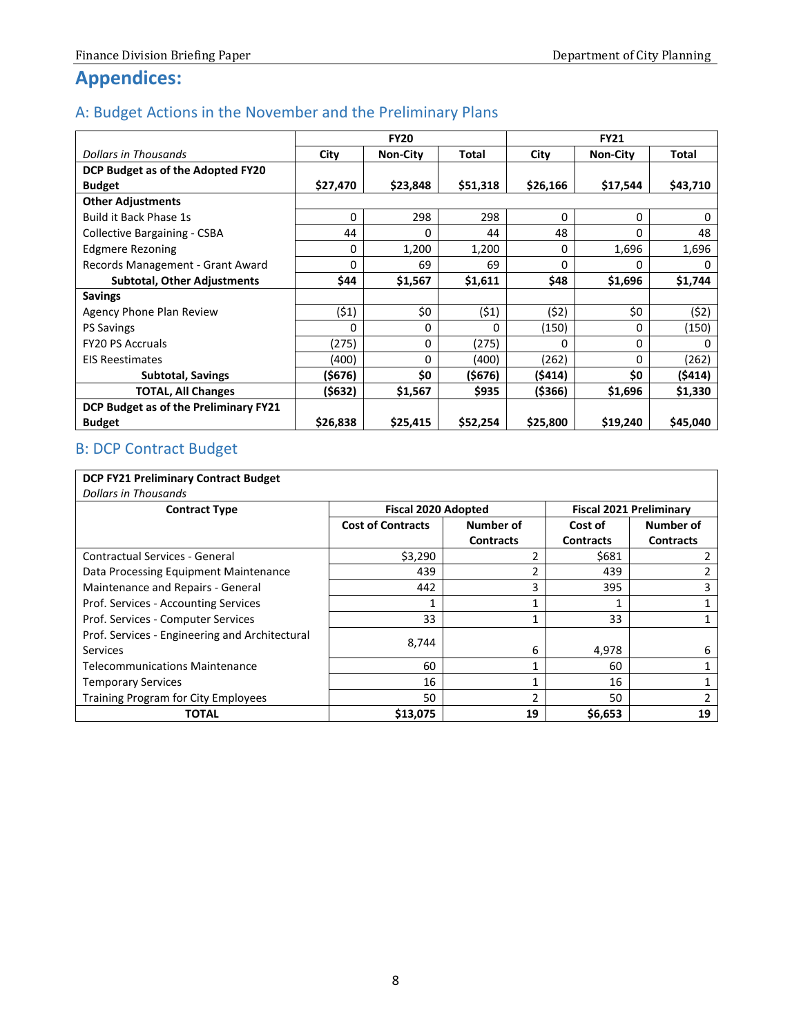# Appendices:

## A: Budget Actions in the November and the Preliminary Plans

| | FY20 | | | FY21 | | |
|---|---|---|---|---|---|---|
| *Dollars in Thousands* | City | Non-City | Total | City | Non-City | Total |
| **DCP Budget as of the Adopted FY20 Budget** | **$27,470** | **$23,848** | **$51,318** | **$26,166** | **$17,544** | **$43,710** |
| **Other Adjustments** | | | | | | |
| Build it Back Phase 1s | 0 | 298 | 298 | 0 | 0 | 0 |
| Collective Bargaining - CSBA | 44 | 0 | 44 | 48 | 0 | 48 |
| Edgmere Rezoning | 0 | 1,200 | 1,200 | 0 | 1,696 | 1,696 |
| Records Management - Grant Award | 0 | 69 | 69 | 0 | 0 | 0 |
| **Subtotal, Other Adjustments** | **$44** | **$1,567** | **$1,611** | **$48** | **$1,696** | **$1,744** |
| **Savings** | | | | | | |
| Agency Phone Plan Review | ($1) | $0 | ($1) | ($2) | $0 | ($2) |
| PS Savings | 0 | 0 | 0 | (150) | 0 | (150) |
| FY20 PS Accruals | (275) | 0 | (275) | 0 | 0 | 0 |
| EIS Reestimates | (400) | 0 | (400) | (262) | 0 | (262) |
| **Subtotal, Savings** | **($676)** | **$0** | **($676)** | **($414)** | **$0** | **($414)** |
| **TOTAL, All Changes** | **($632)** | **$1,567** | **$935** | **($366)** | **$1,696** | **$1,330** |
| **DCP Budget as of the Preliminary FY21 Budget** | **$26,838** | **$25,415** | **$52,254** | **$25,800** | **$19,240** | **$45,040** |

## B: DCP Contract Budget

| **DCP FY21 Preliminary Contract Budget** *Dollars in Thousands* | | | | |
|---|---|---|---|---|
| **Contract Type** | **Fiscal 2020 Adopted** | | **Fiscal 2021 Preliminary** | |
| | **Cost of Contracts** | **Number of Contracts** | **Cost of Contracts** | **Number of Contracts** |
| Contractual Services - General | $3,290 | 2 | $681 | 2 |
| Data Processing Equipment Maintenance | 439 | 2 | 439 | 2 |
| Maintenance and Repairs - General | 442 | 3 | 395 | 3 |
| Prof. Services - Accounting Services | 1 | 1 | 1 | 1 |
| Prof. Services - Computer Services | 33 | 1 | 33 | 1 |
| Prof. Services - Engineering and Architectural Services | 8,744 | 6 | 4,978 | 6 |
| Telecommunications Maintenance | 60 | 1 | 60 | 1 |
| Temporary Services | 16 | 1 | 16 | 1 |
| Training Program for City Employees | 50 | 2 | 50 | 2 |
| **TOTAL** | **$13,075** | **19** | **$6,653** | **19** |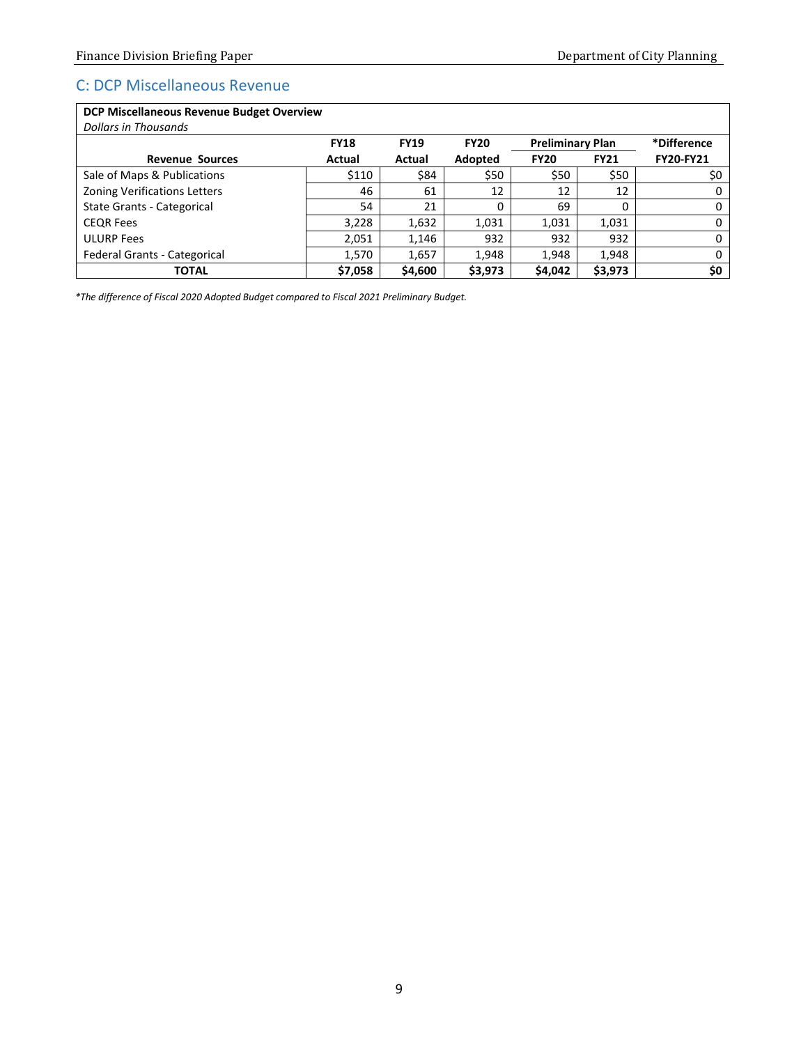## C: DCP Miscellaneous Revenue

**DCP Miscellaneous Revenue Budget Overview**
*Dollars in Thousands*

| Revenue Sources | FY18 Actual | FY19 Actual | FY20 Adopted | Preliminary Plan FY20 | Preliminary Plan FY21 | *Difference FY20-FY21 |
|---|---|---|---|---|---|---|
| Sale of Maps & Publications | $110 | $84 | $50 | $50 | $50 | $0 |
| Zoning Verifications Letters | 46 | 61 | 12 | 12 | 12 | 0 |
| State Grants - Categorical | 54 | 21 | 0 | 69 | 0 | 0 |
| CEQR Fees | 3,228 | 1,632 | 1,031 | 1,031 | 1,031 | 0 |
| ULURP Fees | 2,051 | 1,146 | 932 | 932 | 932 | 0 |
| Federal Grants - Categorical | 1,570 | 1,657 | 1,948 | 1,948 | 1,948 | 0 |
| **TOTAL** | **$7,058** | **$4,600** | **$3,973** | **$4,042** | **$3,973** | **$0** |

*\*The difference of Fiscal 2020 Adopted Budget compared to Fiscal 2021 Preliminary Budget.*